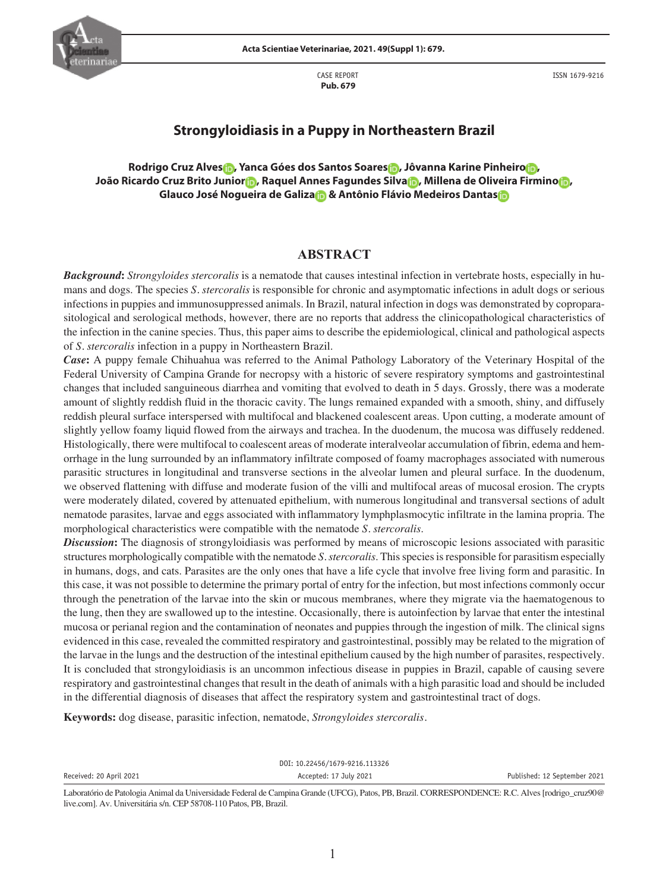CASE REPORT
**Pub. 679**

ISSN 1679-9216

# Strongyloidiasis in a Puppy in Northeastern Brazil

**Rodrigo Cruz Alves, Yanca Góes dos Santos Soares, Jôvanna Karine Pinheiro, João Ricardo Cruz Brito Junior, Raquel Annes Fagundes Silva, Millena de Oliveira Firmino, Glauco José Nogueira de Galiza & Antônio Flávio Medeiros Dantas**

## ABSTRACT

***Background*:** *Strongyloides stercoralis* is a nematode that causes intestinal infection in vertebrate hosts, especially in humans and dogs. The species *S. stercoralis* is responsible for chronic and asymptomatic infections in adult dogs or serious infections in puppies and immunosuppressed animals. In Brazil, natural infection in dogs was demonstrated by coproparasitological and serological methods, however, there are no reports that address the clinicopathological characteristics of the infection in the canine species. Thus, this paper aims to describe the epidemiological, clinical and pathological aspects of *S. stercoralis* infection in a puppy in Northeastern Brazil.

***Case*:** A puppy female Chihuahua was referred to the Animal Pathology Laboratory of the Veterinary Hospital of the Federal University of Campina Grande for necropsy with a historic of severe respiratory symptoms and gastrointestinal changes that included sanguineous diarrhea and vomiting that evolved to death in 5 days. Grossly, there was a moderate amount of slightly reddish fluid in the thoracic cavity. The lungs remained expanded with a smooth, shiny, and diffusely reddish pleural surface interspersed with multifocal and blackened coalescent areas. Upon cutting, a moderate amount of slightly yellow foamy liquid flowed from the airways and trachea. In the duodenum, the mucosa was diffusely reddened. Histologically, there were multifocal to coalescent areas of moderate interalveolar accumulation of fibrin, edema and hemorrhage in the lung surrounded by an inflammatory infiltrate composed of foamy macrophages associated with numerous parasitic structures in longitudinal and transverse sections in the alveolar lumen and pleural surface. In the duodenum, we observed flattening with diffuse and moderate fusion of the villi and multifocal areas of mucosal erosion. The crypts were moderately dilated, covered by attenuated epithelium, with numerous longitudinal and transversal sections of adult nematode parasites, larvae and eggs associated with inflammatory lymphplasmocytic infiltrate in the lamina propria. The morphological characteristics were compatible with the nematode *S. stercoralis*.

***Discussion*:** The diagnosis of strongyloidiasis was performed by means of microscopic lesions associated with parasitic structures morphologically compatible with the nematode *S. stercoralis*. This species is responsible for parasitism especially in humans, dogs, and cats. Parasites are the only ones that have a life cycle that involve free living form and parasitic. In this case, it was not possible to determine the primary portal of entry for the infection, but most infections commonly occur through the penetration of the larvae into the skin or mucous membranes, where they migrate via the haematogenous to the lung, then they are swallowed up to the intestine. Occasionally, there is autoinfection by larvae that enter the intestinal mucosa or perianal region and the contamination of neonates and puppies through the ingestion of milk. The clinical signs evidenced in this case, revealed the committed respiratory and gastrointestinal, possibly may be related to the migration of the larvae in the lungs and the destruction of the intestinal epithelium caused by the high number of parasites, respectively. It is concluded that strongyloidiasis is an uncommon infectious disease in puppies in Brazil, capable of causing severe respiratory and gastrointestinal changes that result in the death of animals with a high parasitic load and should be included in the differential diagnosis of diseases that affect the respiratory system and gastrointestinal tract of dogs.

**Keywords:** dog disease, parasitic infection, nematode, *Strongyloides stercoralis*.

DOI: 10.22456/1679-9216.113326

Received: 20 April 2021 | Accepted: 17 July 2021 | Published: 12 September 2021

Laboratório de Patologia Animal da Universidade Federal de Campina Grande (UFCG), Patos, PB, Brazil. CORRESPONDENCE: R.C. Alves [rodrigo_cruz90@live.com]. Av. Universitária s/n. CEP 58708-110 Patos, PB, Brazil.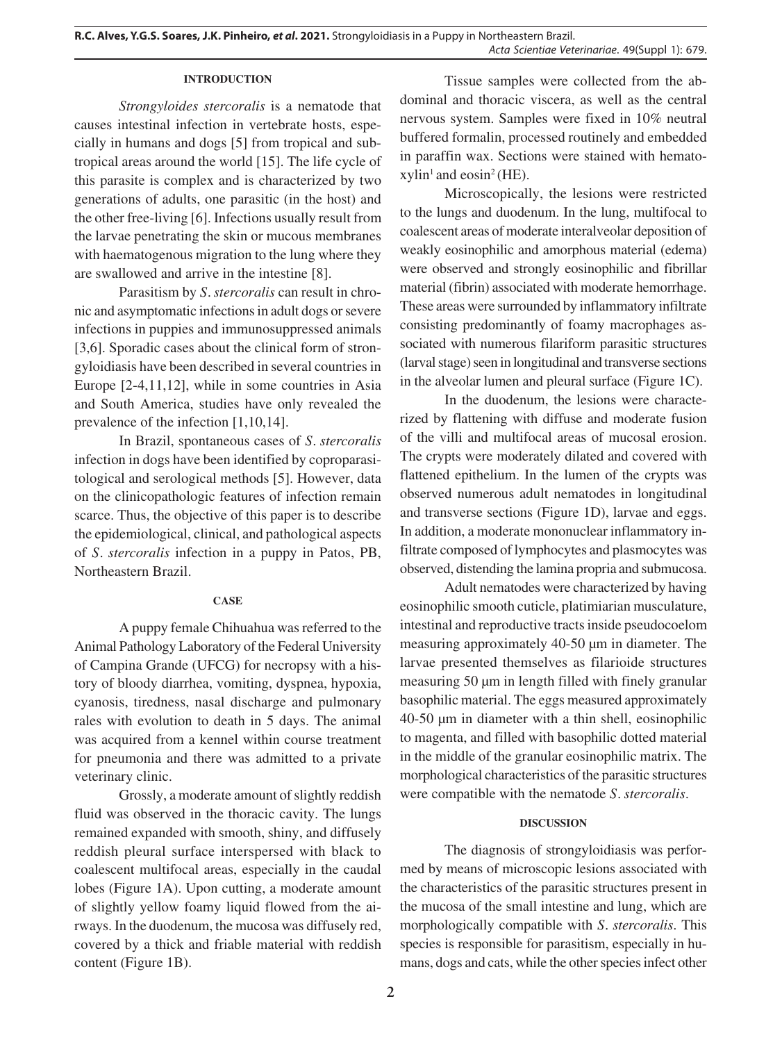## INTRODUCTION

*Strongyloides stercoralis* is a nematode that causes intestinal infection in vertebrate hosts, especially in humans and dogs [5] from tropical and subtropical areas around the world [15]. The life cycle of this parasite is complex and is characterized by two generations of adults, one parasitic (in the host) and the other free-living [6]. Infections usually result from the larvae penetrating the skin or mucous membranes with haematogenous migration to the lung where they are swallowed and arrive in the intestine [8].

Parasitism by *S. stercoralis* can result in chronic and asymptomatic infections in adult dogs or severe infections in puppies and immunosuppressed animals [3,6]. Sporadic cases about the clinical form of strongyloidiasis have been described in several countries in Europe [2-4,11,12], while in some countries in Asia and South America, studies have only revealed the prevalence of the infection [1,10,14].

In Brazil, spontaneous cases of *S. stercoralis* infection in dogs have been identified by coproparasitological and serological methods [5]. However, data on the clinicopathologic features of infection remain scarce. Thus, the objective of this paper is to describe the epidemiological, clinical, and pathological aspects of *S. stercoralis* infection in a puppy in Patos, PB, Northeastern Brazil.

## CASE

A puppy female Chihuahua was referred to the Animal Pathology Laboratory of the Federal University of Campina Grande (UFCG) for necropsy with a history of bloody diarrhea, vomiting, dyspnea, hypoxia, cyanosis, tiredness, nasal discharge and pulmonary rales with evolution to death in 5 days. The animal was acquired from a kennel within course treatment for pneumonia and there was admitted to a private veterinary clinic.

Grossly, a moderate amount of slightly reddish fluid was observed in the thoracic cavity. The lungs remained expanded with smooth, shiny, and diffusely reddish pleural surface interspersed with black to coalescent multifocal areas, especially in the caudal lobes (Figure 1A). Upon cutting, a moderate amount of slightly yellow foamy liquid flowed from the airways. In the duodenum, the mucosa was diffusely red, covered by a thick and friable material with reddish content (Figure 1B).

Tissue samples were collected from the abdominal and thoracic viscera, as well as the central nervous system. Samples were fixed in 10% neutral buffered formalin, processed routinely and embedded in paraffin wax. Sections were stained with hematoxylin[1] and eosin[2] (HE).

Microscopically, the lesions were restricted to the lungs and duodenum. In the lung, multifocal to coalescent areas of moderate interalveolar deposition of weakly eosinophilic and amorphous material (edema) were observed and strongly eosinophilic and fibrillar material (fibrin) associated with moderate hemorrhage. These areas were surrounded by inflammatory infiltrate consisting predominantly of foamy macrophages associated with numerous filariform parasitic structures (larval stage) seen in longitudinal and transverse sections in the alveolar lumen and pleural surface (Figure 1C).

In the duodenum, the lesions were characterized by flattening with diffuse and moderate fusion of the villi and multifocal areas of mucosal erosion. The crypts were moderately dilated and covered with flattened epithelium. In the lumen of the crypts was observed numerous adult nematodes in longitudinal and transverse sections (Figure 1D), larvae and eggs. In addition, a moderate mononuclear inflammatory infiltrate composed of lymphocytes and plasmocytes was observed, distending the lamina propria and submucosa.

Adult nematodes were characterized by having eosinophilic smooth cuticle, platimiarian musculature, intestinal and reproductive tracts inside pseudocoelom measuring approximately 40-50 μm in diameter. The larvae presented themselves as filarioide structures measuring 50 μm in length filled with finely granular basophilic material. The eggs measured approximately 40-50 μm in diameter with a thin shell, eosinophilic to magenta, and filled with basophilic dotted material in the middle of the granular eosinophilic matrix. The morphological characteristics of the parasitic structures were compatible with the nematode *S. stercoralis*.

## DISCUSSION

The diagnosis of strongyloidiasis was performed by means of microscopic lesions associated with the characteristics of the parasitic structures present in the mucosa of the small intestine and lung, which are morphologically compatible with *S. stercoralis*. This species is responsible for parasitism, especially in humans, dogs and cats, while the other species infect other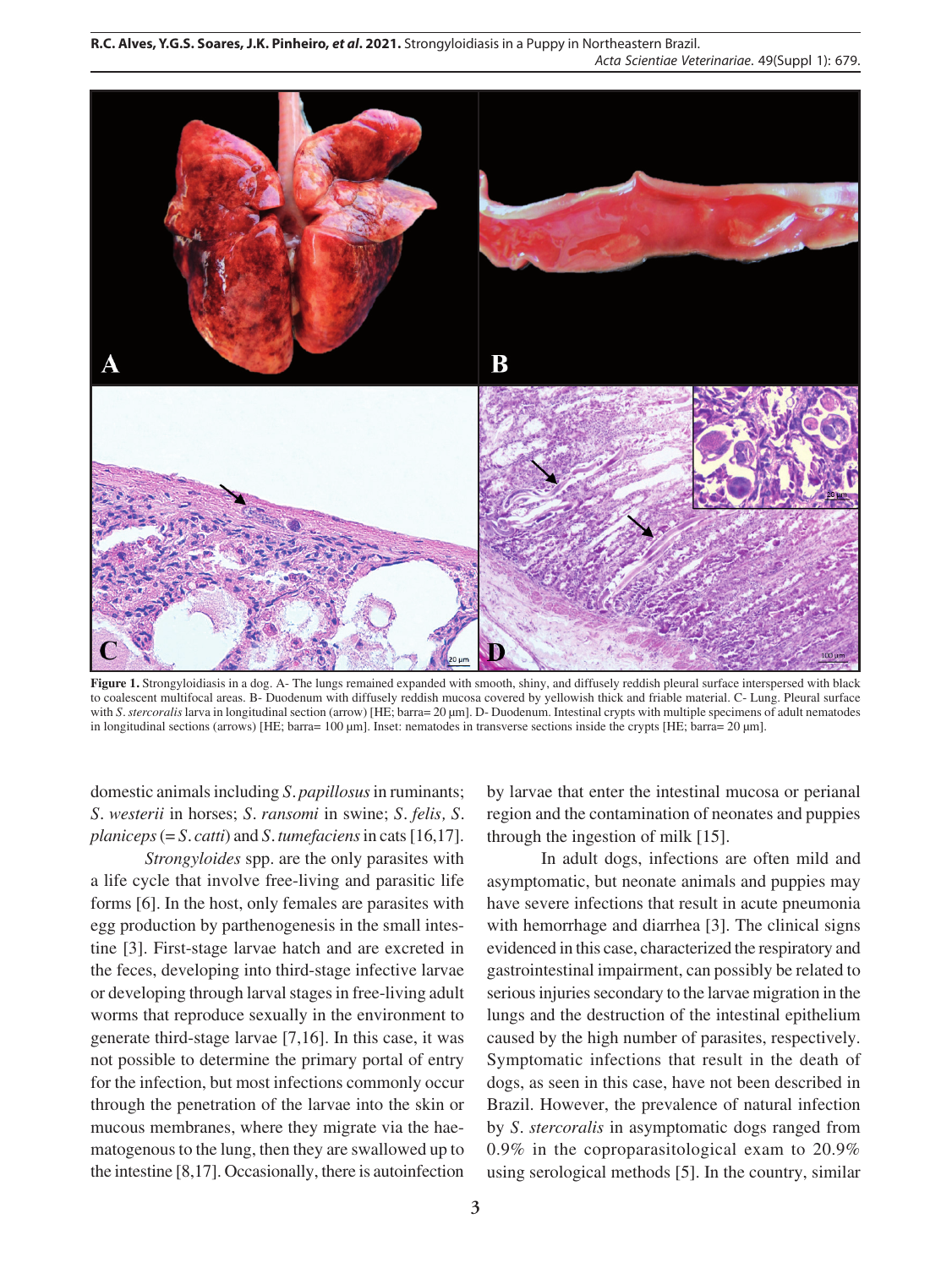**Figure 1.** Strongyloidiasis in a dog. A- The lungs remained expanded with smooth, shiny, and diffusely reddish pleural surface interspersed with black to coalescent multifocal areas. B- Duodenum with diffusely reddish mucosa covered by yellowish thick and friable material. C- Lung. Pleural surface with *S. stercoralis* larva in longitudinal section (arrow) [HE; barra= 20 µm]. D- Duodenum. Intestinal crypts with multiple specimens of adult nematodes in longitudinal sections (arrows) [HE; barra= 100 µm]. Inset: nematodes in transverse sections inside the crypts [HE; barra= 20 µm].

domestic animals including *S. papillosus* in ruminants; *S. westerii* in horses; *S. ransomi* in swine; *S. felis, S. planiceps* (= *S. catti*) and *S. tumefaciens* in cats [16,17].

*Strongyloides* spp. are the only parasites with a life cycle that involve free-living and parasitic life forms [6]. In the host, only females are parasites with egg production by parthenogenesis in the small intestine [3]. First-stage larvae hatch and are excreted in the feces, developing into third-stage infective larvae or developing through larval stages in free-living adult worms that reproduce sexually in the environment to generate third-stage larvae [7,16]. In this case, it was not possible to determine the primary portal of entry for the infection, but most infections commonly occur through the penetration of the larvae into the skin or mucous membranes, where they migrate via the haematogenous to the lung, then they are swallowed up to the intestine [8,17]. Occasionally, there is autoinfection by larvae that enter the intestinal mucosa or perianal region and the contamination of neonates and puppies through the ingestion of milk [15].

In adult dogs, infections are often mild and asymptomatic, but neonate animals and puppies may have severe infections that result in acute pneumonia with hemorrhage and diarrhea [3]. The clinical signs evidenced in this case, characterized the respiratory and gastrointestinal impairment, can possibly be related to serious injuries secondary to the larvae migration in the lungs and the destruction of the intestinal epithelium caused by the high number of parasites, respectively. Symptomatic infections that result in the death of dogs, as seen in this case, have not been described in Brazil. However, the prevalence of natural infection by *S. stercoralis* in asymptomatic dogs ranged from 0.9% in the coproparasitological exam to 20.9% using serological methods [5]. In the country, similar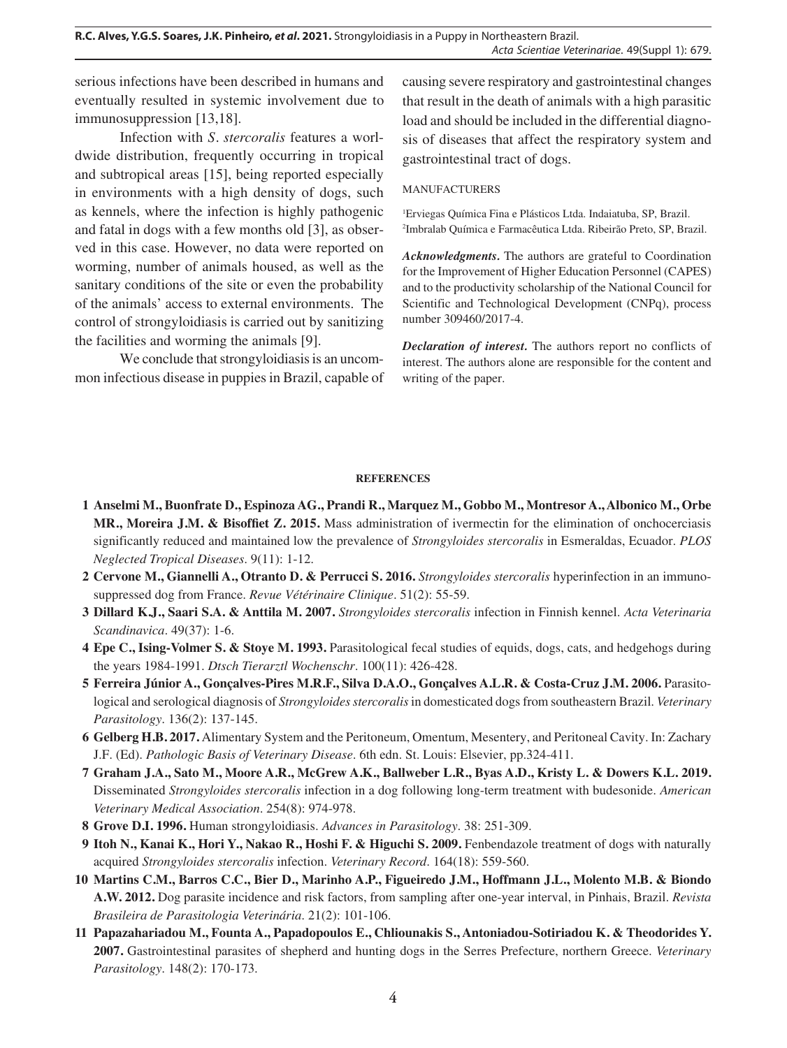serious infections have been described in humans and eventually resulted in systemic involvement due to immunosuppression [13,18].

Infection with *S*. *stercoralis* features a worldwide distribution, frequently occurring in tropical and subtropical areas [15], being reported especially in environments with a high density of dogs, such as kennels, where the infection is highly pathogenic and fatal in dogs with a few months old [3], as observed in this case. However, no data were reported on worming, number of animals housed, as well as the sanitary conditions of the site or even the probability of the animals' access to external environments. The control of strongyloidiasis is carried out by sanitizing the facilities and worming the animals [9].

We conclude that strongyloidiasis is an uncommon infectious disease in puppies in Brazil, capable of causing severe respiratory and gastrointestinal changes that result in the death of animals with a high parasitic load and should be included in the differential diagnosis of diseases that affect the respiratory system and gastrointestinal tract of dogs.

MANUFACTURERS

[1]Erviegas Química Fina e Plásticos Ltda. Indaiatuba, SP, Brazil.
[2]Imbralab Química e Farmacêutica Ltda. Ribeirão Preto, SP, Brazil.

***Acknowledgments***. The authors are grateful to Coordination for the Improvement of Higher Education Personnel (CAPES) and to the productivity scholarship of the National Council for Scientific and Technological Development (CNPq), process number 309460/2017-4.

***Declaration of interest***. The authors report no conflicts of interest. The authors alone are responsible for the content and writing of the paper.

## REFERENCES

1 **Anselmi M., Buonfrate D., Espinoza AG., Prandi R., Marquez M., Gobbo M., Montresor A., Albonico M., Orbe MR., Moreira J.M. & Bisoffiet Z. 2015.** Mass administration of ivermectin for the elimination of onchocerciasis significantly reduced and maintained low the prevalence of *Strongyloides stercoralis* in Esmeraldas, Ecuador. *PLOS Neglected Tropical Diseases*. 9(11): 1-12.

2 **Cervone M., Giannelli A., Otranto D. & Perrucci S. 2016.** *Strongyloides stercoralis* hyperinfection in an immunosuppressed dog from France. *Revue Vétérinaire Clinique*. 51(2): 55-59.

3 **Dillard K.J., Saari S.A. & Anttila M. 2007.** *Strongyloides stercoralis* infection in Finnish kennel. *Acta Veterinaria Scandinavica*. 49(37): 1-6.

4 **Epe C., Ising-Volmer S. & Stoye M. 1993.** Parasitological fecal studies of equids, dogs, cats, and hedgehogs during the years 1984-1991. *Dtsch Tierarztl Wochenschr*. 100(11): 426-428.

5 **Ferreira Júnior A., Gonçalves-Pires M.R.F., Silva D.A.O., Gonçalves A.L.R. & Costa-Cruz J.M. 2006.** Parasitological and serological diagnosis of *Strongyloides stercoralis* in domesticated dogs from southeastern Brazil. *Veterinary Parasitology*. 136(2): 137-145.

6 **Gelberg H.B. 2017.** Alimentary System and the Peritoneum, Omentum, Mesentery, and Peritoneal Cavity. In: Zachary J.F. (Ed). *Pathologic Basis of Veterinary Disease*. 6th edn. St. Louis: Elsevier, pp.324-411.

7 **Graham J.A., Sato M., Moore A.R., McGrew A.K., Ballweber L.R., Byas A.D., Kristy L. & Dowers K.L. 2019.** Disseminated *Strongyloides stercoralis* infection in a dog following long-term treatment with budesonide. *American Veterinary Medical Association*. 254(8): 974-978.

8 **Grove D.I. 1996.** Human strongyloidiasis. *Advances in Parasitology*. 38: 251-309.

9 **Itoh N., Kanai K., Hori Y., Nakao R., Hoshi F. & Higuchi S. 2009.** Fenbendazole treatment of dogs with naturally acquired *Strongyloides stercoralis* infection. *Veterinary Record*. 164(18): 559-560.

10 **Martins C.M., Barros C.C., Bier D., Marinho A.P., Figueiredo J.M., Hoffmann J.L., Molento M.B. & Biondo A.W. 2012.** Dog parasite incidence and risk factors, from sampling after one-year interval, in Pinhais, Brazil. *Revista Brasileira de Parasitologia Veterinária*. 21(2): 101-106.

11 **Papazahariadou M., Founta A., Papadopoulos E., Chliounakis S., Antoniadou-Sotiriadou K. & Theodorides Y. 2007.** Gastrointestinal parasites of shepherd and hunting dogs in the Serres Prefecture, northern Greece. *Veterinary Parasitology*. 148(2): 170-173.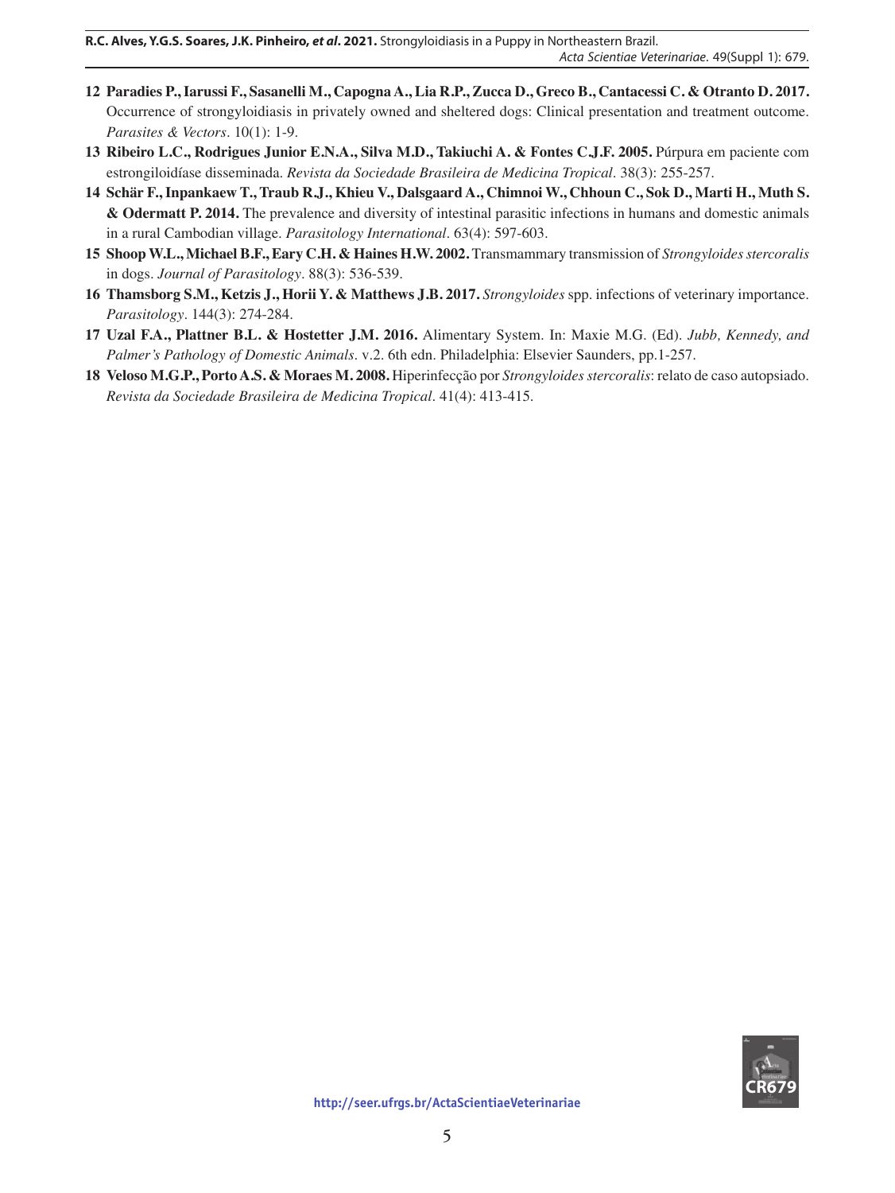12 **Paradies P., Iarussi F., Sasanelli M., Capogna A., Lia R.P., Zucca D., Greco B., Cantacessi C. & Otranto D. 2017.** Occurrence of strongyloidiasis in privately owned and sheltered dogs: Clinical presentation and treatment outcome. *Parasites & Vectors*. 10(1): 1-9.

13 **Ribeiro L.C., Rodrigues Junior E.N.A., Silva M.D., Takiuchi A. & Fontes C.J.F. 2005.** Púrpura em paciente com estrongiloidíase disseminada. *Revista da Sociedade Brasileira de Medicina Tropical*. 38(3): 255-257.

14 **Schär F., Inpankaew T., Traub R.J., Khieu V., Dalsgaard A., Chimnoi W., Chhoun C., Sok D., Marti H., Muth S. & Odermatt P. 2014.** The prevalence and diversity of intestinal parasitic infections in humans and domestic animals in a rural Cambodian village. *Parasitology International*. 63(4): 597-603.

15 **Shoop W.L., Michael B.F., Eary C.H. & Haines H.W. 2002.** Transmammary transmission of *Strongyloides stercoralis* in dogs. *Journal of Parasitology*. 88(3): 536-539.

16 **Thamsborg S.M., Ketzis J., Horii Y. & Matthews J.B. 2017.** *Strongyloides* spp. infections of veterinary importance. *Parasitology*. 144(3): 274-284.

17 **Uzal F.A., Plattner B.L. & Hostetter J.M. 2016.** Alimentary System. In: Maxie M.G. (Ed). *Jubb, Kennedy, and Palmer's Pathology of Domestic Animals*. v.2. 6th edn. Philadelphia: Elsevier Saunders, pp.1-257.

18 **Veloso M.G.P., Porto A.S. & Moraes M. 2008.** Hiperinfecção por *Strongyloides stercoralis*: relato de caso autopsiado. *Revista da Sociedade Brasileira de Medicina Tropical*. 41(4): 413-415.